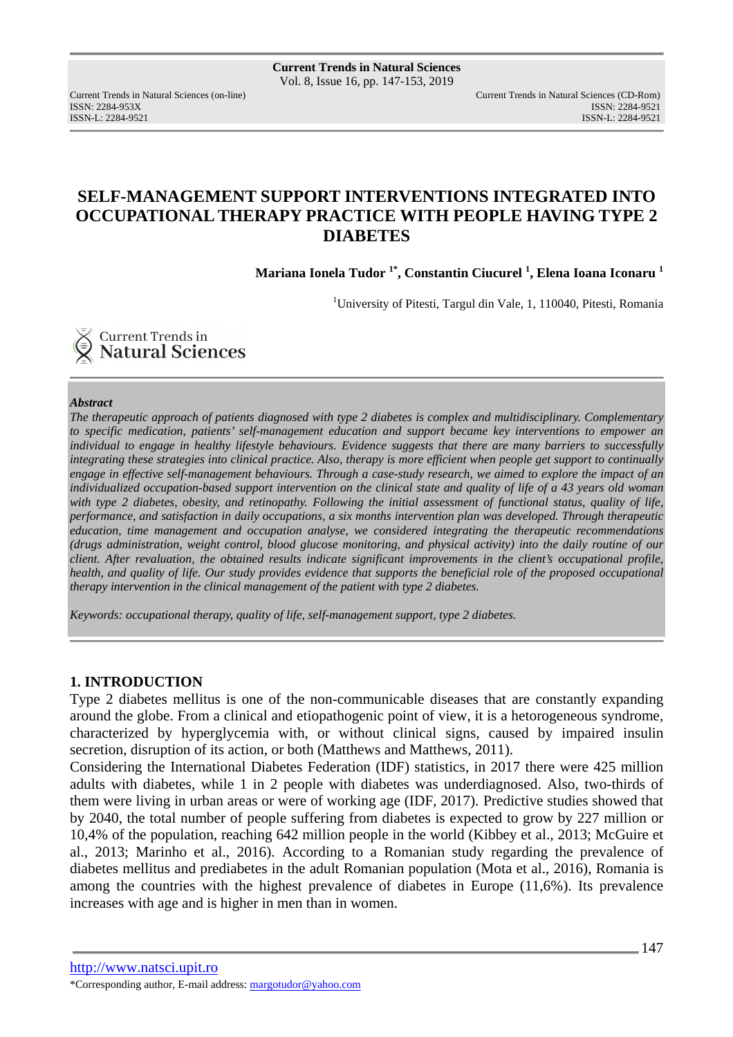# SELF-MANAGEMENT SUPPORT INTERVENTIONS INTEGRATED INTO OCCUPATIONAL THERAPY PRACTICE WITH PEOPLE HAVING TYPE 2 DIABETES

**Mariana Ionela Tudor [1*], Constantin Ciucurel [1], Elena Ioana Iconaru [1]**

[1]University of Pitesti, Targul din Vale, 1, 110040, Pitesti, Romania

***Abstract***

*The therapeutic approach of patients diagnosed with type 2 diabetes is complex and multidisciplinary. Complementary to specific medication, patients' self-management education and support became key interventions to empower an individual to engage in healthy lifestyle behaviours. Evidence suggests that there are many barriers to successfully integrating these strategies into clinical practice. Also, therapy is more efficient when people get support to continually engage in effective self-management behaviours. Through a case-study research, we aimed to explore the impact of an individualized occupation-based support intervention on the clinical state and quality of life of a 43 years old woman with type 2 diabetes, obesity, and retinopathy. Following the initial assessment of functional status, quality of life, performance, and satisfaction in daily occupations, a six months intervention plan was developed. Through therapeutic education, time management and occupation analyse, we considered integrating the therapeutic recommendations (drugs administration, weight control, blood glucose monitoring, and physical activity) into the daily routine of our client. After revaluation, the obtained results indicate significant improvements in the client's occupational profile, health, and quality of life. Our study provides evidence that supports the beneficial role of the proposed occupational therapy intervention in the clinical management of the patient with type 2 diabetes.*

*Keywords: occupational therapy, quality of life, self-management support, type 2 diabetes.*

## 1. INTRODUCTION

Type 2 diabetes mellitus is one of the non-communicable diseases that are constantly expanding around the globe. From a clinical and etiopathogenic point of view, it is a hetorogeneous syndrome, characterized by hyperglycemia with, or without clinical signs, caused by impaired insulin secretion, disruption of its action, or both (Matthews and Matthews, 2011).

Considering the International Diabetes Federation (IDF) statistics, in 2017 there were 425 million adults with diabetes, while 1 in 2 people with diabetes was underdiagnosed. Also, two-thirds of them were living in urban areas or were of working age (IDF, 2017). Predictive studies showed that by 2040, the total number of people suffering from diabetes is expected to grow by 227 million or 10,4% of the population, reaching 642 million people in the world (Kibbey et al., 2013; McGuire et al., 2013; Marinho et al., 2016). According to a Romanian study regarding the prevalence of diabetes mellitus and prediabetes in the adult Romanian population (Mota et al., 2016), Romania is among the countries with the highest prevalence of diabetes in Europe (11,6%). Its prevalence increases with age and is higher in men than in women.

*Corresponding author, E-mail address: margotudor@yahoo.com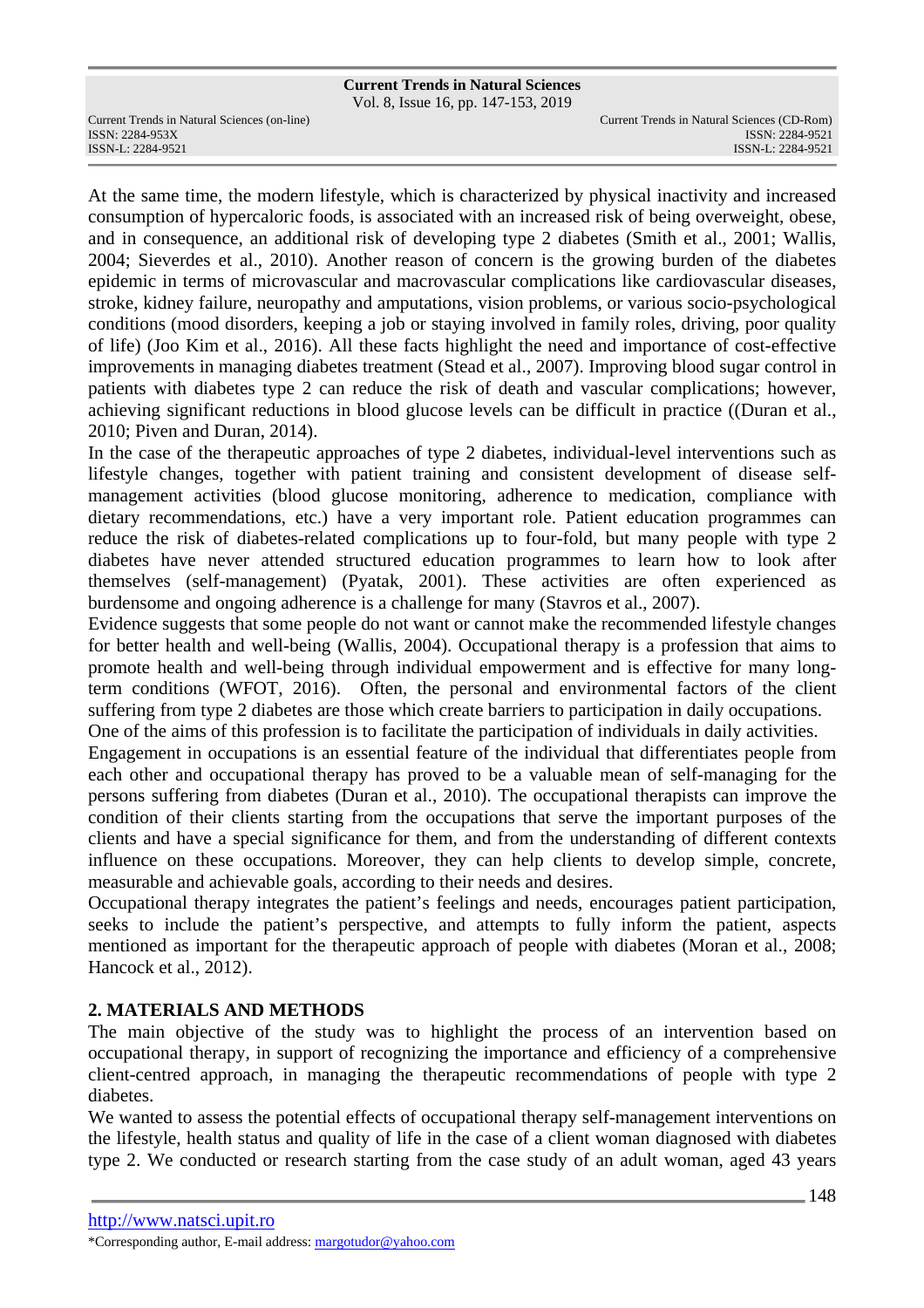At the same time, the modern lifestyle, which is characterized by physical inactivity and increased consumption of hypercaloric foods, is associated with an increased risk of being overweight, obese, and in consequence, an additional risk of developing type 2 diabetes (Smith et al., 2001; Wallis, 2004; Sieverdes et al., 2010). Another reason of concern is the growing burden of the diabetes epidemic in terms of microvascular and macrovascular complications like cardiovascular diseases, stroke, kidney failure, neuropathy and amputations, vision problems, or various socio-psychological conditions (mood disorders, keeping a job or staying involved in family roles, driving, poor quality of life) (Joo Kim et al., 2016). All these facts highlight the need and importance of cost-effective improvements in managing diabetes treatment (Stead et al., 2007). Improving blood sugar control in patients with diabetes type 2 can reduce the risk of death and vascular complications; however, achieving significant reductions in blood glucose levels can be difficult in practice ((Duran et al., 2010; Piven and Duran, 2014).

In the case of the therapeutic approaches of type 2 diabetes, individual-level interventions such as lifestyle changes, together with patient training and consistent development of disease self-management activities (blood glucose monitoring, adherence to medication, compliance with dietary recommendations, etc.) have a very important role. Patient education programmes can reduce the risk of diabetes-related complications up to four-fold, but many people with type 2 diabetes have never attended structured education programmes to learn how to look after themselves (self-management) (Pyatak, 2001). These activities are often experienced as burdensome and ongoing adherence is a challenge for many (Stavros et al., 2007).

Evidence suggests that some people do not want or cannot make the recommended lifestyle changes for better health and well-being (Wallis, 2004). Occupational therapy is a profession that aims to promote health and well-being through individual empowerment and is effective for many long-term conditions (WFOT, 2016). Often, the personal and environmental factors of the client suffering from type 2 diabetes are those which create barriers to participation in daily occupations.

One of the aims of this profession is to facilitate the participation of individuals in daily activities.

Engagement in occupations is an essential feature of the individual that differentiates people from each other and occupational therapy has proved to be a valuable mean of self-managing for the persons suffering from diabetes (Duran et al., 2010). The occupational therapists can improve the condition of their clients starting from the occupations that serve the important purposes of the clients and have a special significance for them, and from the understanding of different contexts influence on these occupations. Moreover, they can help clients to develop simple, concrete, measurable and achievable goals, according to their needs and desires.

Occupational therapy integrates the patient's feelings and needs, encourages patient participation, seeks to include the patient's perspective, and attempts to fully inform the patient, aspects mentioned as important for the therapeutic approach of people with diabetes (Moran et al., 2008; Hancock et al., 2012).

## 2. MATERIALS AND METHODS

The main objective of the study was to highlight the process of an intervention based on occupational therapy, in support of recognizing the importance and efficiency of a comprehensive client-centred approach, in managing the therapeutic recommendations of people with type 2 diabetes.

We wanted to assess the potential effects of occupational therapy self-management interventions on the lifestyle, health status and quality of life in the case of a client woman diagnosed with diabetes type 2. We conducted or research starting from the case study of an adult woman, aged 43 years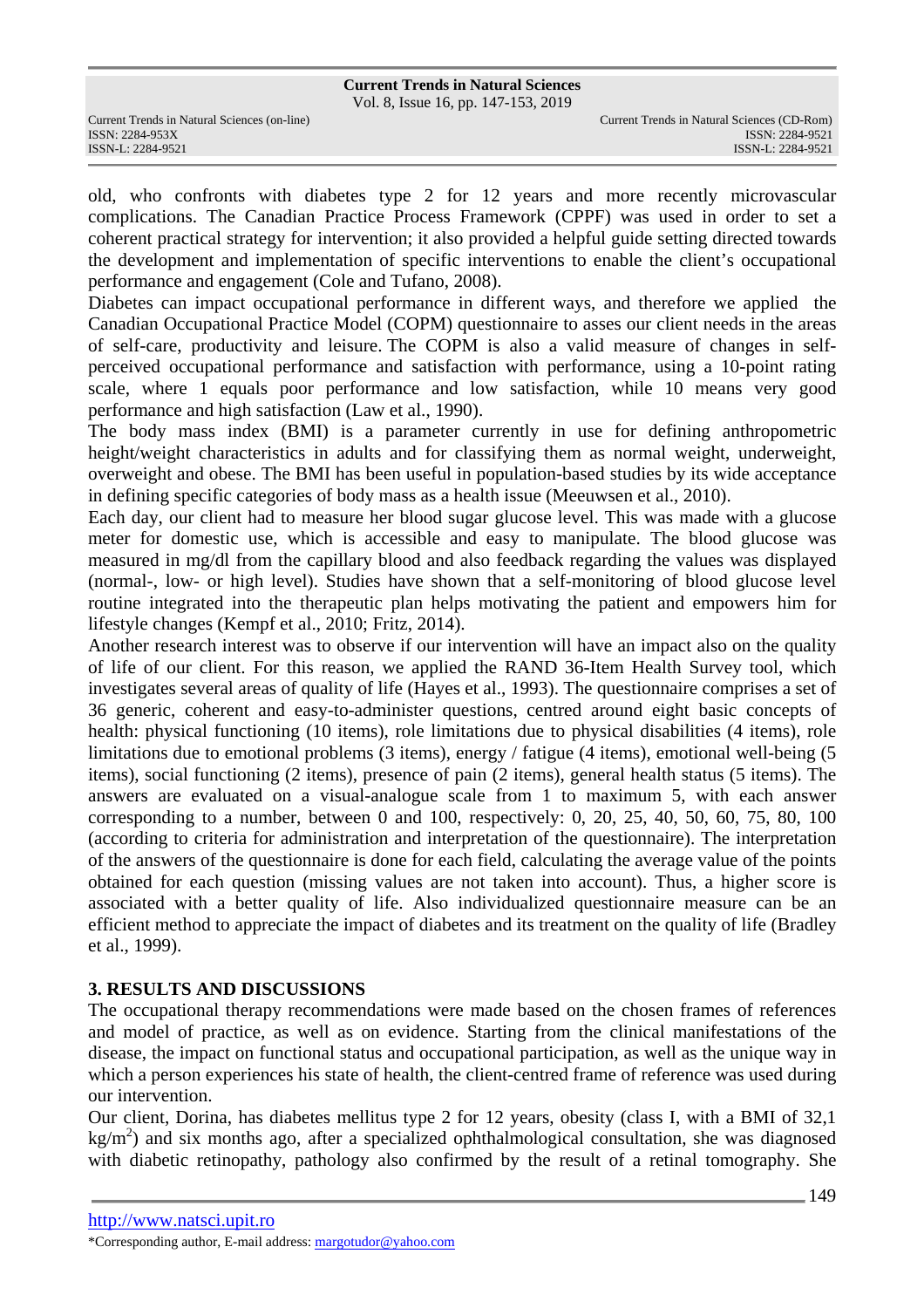old, who confronts with diabetes type 2 for 12 years and more recently microvascular complications. The Canadian Practice Process Framework (CPPF) was used in order to set a coherent practical strategy for intervention; it also provided a helpful guide setting directed towards the development and implementation of specific interventions to enable the client's occupational performance and engagement (Cole and Tufano, 2008).

Diabetes can impact occupational performance in different ways, and therefore we applied the Canadian Occupational Practice Model (COPM) questionnaire to asses our client needs in the areas of self-care, productivity and leisure. The COPM is also a valid measure of changes in self-perceived occupational performance and satisfaction with performance, using a 10-point rating scale, where 1 equals poor performance and low satisfaction, while 10 means very good performance and high satisfaction (Law et al., 1990).

The body mass index (BMI) is a parameter currently in use for defining anthropometric height/weight characteristics in adults and for classifying them as normal weight, underweight, overweight and obese. The BMI has been useful in population-based studies by its wide acceptance in defining specific categories of body mass as a health issue (Meeuwsen et al., 2010).

Each day, our client had to measure her blood sugar glucose level. This was made with a glucose meter for domestic use, which is accessible and easy to manipulate. The blood glucose was measured in mg/dl from the capillary blood and also feedback regarding the values was displayed (normal-, low- or high level). Studies have shown that a self-monitoring of blood glucose level routine integrated into the therapeutic plan helps motivating the patient and empowers him for lifestyle changes (Kempf et al., 2010; Fritz, 2014).

Another research interest was to observe if our intervention will have an impact also on the quality of life of our client. For this reason, we applied the RAND 36-Item Health Survey tool, which investigates several areas of quality of life (Hayes et al., 1993). The questionnaire comprises a set of 36 generic, coherent and easy-to-administer questions, centred around eight basic concepts of health: physical functioning (10 items), role limitations due to physical disabilities (4 items), role limitations due to emotional problems (3 items), energy / fatigue (4 items), emotional well-being (5 items), social functioning (2 items), presence of pain (2 items), general health status (5 items). The answers are evaluated on a visual-analogue scale from 1 to maximum 5, with each answer corresponding to a number, between 0 and 100, respectively: 0, 20, 25, 40, 50, 60, 75, 80, 100 (according to criteria for administration and interpretation of the questionnaire). The interpretation of the answers of the questionnaire is done for each field, calculating the average value of the points obtained for each question (missing values are not taken into account). Thus, a higher score is associated with a better quality of life. Also individualized questionnaire measure can be an efficient method to appreciate the impact of diabetes and its treatment on the quality of life (Bradley et al., 1999).

## 3. RESULTS AND DISCUSSIONS

The occupational therapy recommendations were made based on the chosen frames of references and model of practice, as well as on evidence. Starting from the clinical manifestations of the disease, the impact on functional status and occupational participation, as well as the unique way in which a person experiences his state of health, the client-centred frame of reference was used during our intervention.

Our client, Dorina, has diabetes mellitus type 2 for 12 years, obesity (class I, with a BMI of 32,1 $kg/m^2$) and six months ago, after a specialized ophthalmological consultation, she was diagnosed with diabetic retinopathy, pathology also confirmed by the result of a retinal tomography. She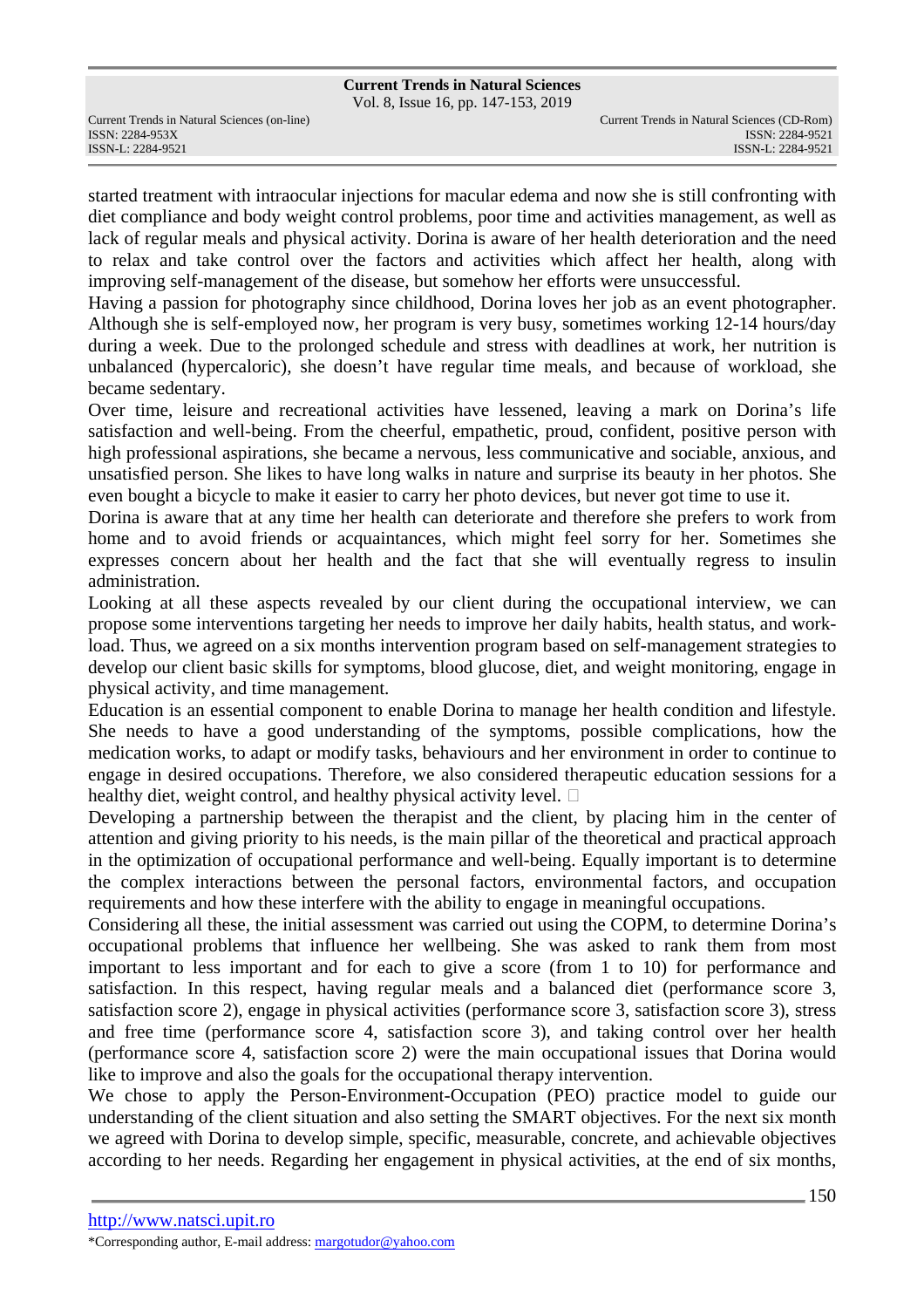started treatment with intraocular injections for macular edema and now she is still confronting with diet compliance and body weight control problems, poor time and activities management, as well as lack of regular meals and physical activity. Dorina is aware of her health deterioration and the need to relax and take control over the factors and activities which affect her health, along with improving self-management of the disease, but somehow her efforts were unsuccessful.

Having a passion for photography since childhood, Dorina loves her job as an event photographer. Although she is self-employed now, her program is very busy, sometimes working 12-14 hours/day during a week. Due to the prolonged schedule and stress with deadlines at work, her nutrition is unbalanced (hypercaloric), she doesn't have regular time meals, and because of workload, she became sedentary.

Over time, leisure and recreational activities have lessened, leaving a mark on Dorina's life satisfaction and well-being. From the cheerful, empathetic, proud, confident, positive person with high professional aspirations, she became a nervous, less communicative and sociable, anxious, and unsatisfied person. She likes to have long walks in nature and surprise its beauty in her photos. She even bought a bicycle to make it easier to carry her photo devices, but never got time to use it.

Dorina is aware that at any time her health can deteriorate and therefore she prefers to work from home and to avoid friends or acquaintances, which might feel sorry for her. Sometimes she expresses concern about her health and the fact that she will eventually regress to insulin administration.

Looking at all these aspects revealed by our client during the occupational interview, we can propose some interventions targeting her needs to improve her daily habits, health status, and work-load. Thus, we agreed on a six months intervention program based on self-management strategies to develop our client basic skills for symptoms, blood glucose, diet, and weight monitoring, engage in physical activity, and time management.

Education is an essential component to enable Dorina to manage her health condition and lifestyle. She needs to have a good understanding of the symptoms, possible complications, how the medication works, to adapt or modify tasks, behaviours and her environment in order to continue to engage in desired occupations. Therefore, we also considered therapeutic education sessions for a healthy diet, weight control, and healthy physical activity level.

Developing a partnership between the therapist and the client, by placing him in the center of attention and giving priority to his needs, is the main pillar of the theoretical and practical approach in the optimization of occupational performance and well-being. Equally important is to determine the complex interactions between the personal factors, environmental factors, and occupation requirements and how these interfere with the ability to engage in meaningful occupations.

Considering all these, the initial assessment was carried out using the COPM, to determine Dorina's occupational problems that influence her wellbeing. She was asked to rank them from most important to less important and for each to give a score (from 1 to 10) for performance and satisfaction. In this respect, having regular meals and a balanced diet (performance score 3, satisfaction score 2), engage in physical activities (performance score 3, satisfaction score 3), stress and free time (performance score 4, satisfaction score 3), and taking control over her health (performance score 4, satisfaction score 2) were the main occupational issues that Dorina would like to improve and also the goals for the occupational therapy intervention.

We chose to apply the Person-Environment-Occupation (PEO) practice model to guide our understanding of the client situation and also setting the SMART objectives. For the next six month we agreed with Dorina to develop simple, specific, measurable, concrete, and achievable objectives according to her needs. Regarding her engagement in physical activities, at the end of six months,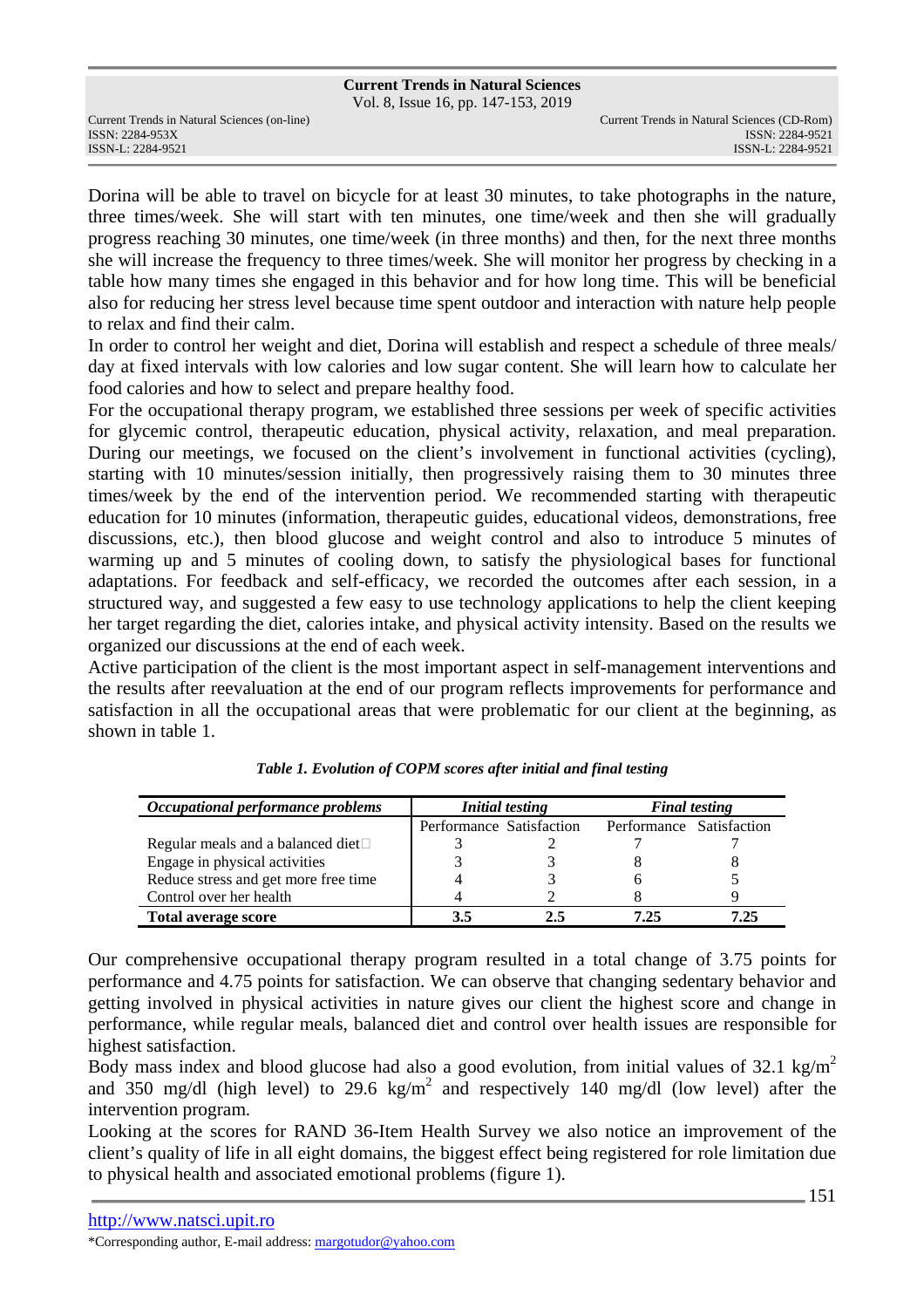Dorina will be able to travel on bicycle for at least 30 minutes, to take photographs in the nature, three times/week. She will start with ten minutes, one time/week and then she will gradually progress reaching 30 minutes, one time/week (in three months) and then, for the next three months she will increase the frequency to three times/week. She will monitor her progress by checking in a table how many times she engaged in this behavior and for how long time. This will be beneficial also for reducing her stress level because time spent outdoor and interaction with nature help people to relax and find their calm.

In order to control her weight and diet, Dorina will establish and respect a schedule of three meals/ day at fixed intervals with low calories and low sugar content. She will learn how to calculate her food calories and how to select and prepare healthy food.

For the occupational therapy program, we established three sessions per week of specific activities for glycemic control, therapeutic education, physical activity, relaxation, and meal preparation. During our meetings, we focused on the client's involvement in functional activities (cycling), starting with 10 minutes/session initially, then progressively raising them to 30 minutes three times/week by the end of the intervention period. We recommended starting with therapeutic education for 10 minutes (information, therapeutic guides, educational videos, demonstrations, free discussions, etc.), then blood glucose and weight control and also to introduce 5 minutes of warming up and 5 minutes of cooling down, to satisfy the physiological bases for functional adaptations. For feedback and self-efficacy, we recorded the outcomes after each session, in a structured way, and suggested a few easy to use technology applications to help the client keeping her target regarding the diet, calories intake, and physical activity intensity. Based on the results we organized our discussions at the end of each week.

Active participation of the client is the most important aspect in self-management interventions and the results after reevaluation at the end of our program reflects improvements for performance and satisfaction in all the occupational areas that were problematic for our client at the beginning, as shown in table 1.

***Table 1. Evolution of COPM scores after initial and final testing***

| *Occupational performance problems* | *Initial testing* | | *Final testing* | |
|---|---|---|---|---|
| | Performance | Satisfaction | Performance | Satisfaction |
| Regular meals and a balanced diet | 3 | 2 | 7 | 7 |
| Engage in physical activities | 3 | 3 | 8 | 8 |
| Reduce stress and get more free time | 4 | 3 | 6 | 5 |
| Control over her health | 4 | 2 | 8 | 9 |
| **Total average score** | **3.5** | **2.5** | **7.25** | **7.25** |

Our comprehensive occupational therapy program resulted in a total change of 3.75 points for performance and 4.75 points for satisfaction. We can observe that changing sedentary behavior and getting involved in physical activities in nature gives our client the highest score and change in performance, while regular meals, balanced diet and control over health issues are responsible for highest satisfaction.

Body mass index and blood glucose had also a good evolution, from initial values of 32.1 $kg/m^2$ and 350 mg/dl (high level) to 29.6 $kg/m^2$ and respectively 140 mg/dl (low level) after the intervention program.

Looking at the scores for RAND 36-Item Health Survey we also notice an improvement of the client's quality of life in all eight domains, the biggest effect being registered for role limitation due to physical health and associated emotional problems (figure 1).

http://www.natsci.upit.ro

*Corresponding author, E-mail address: margotudor@yahoo.com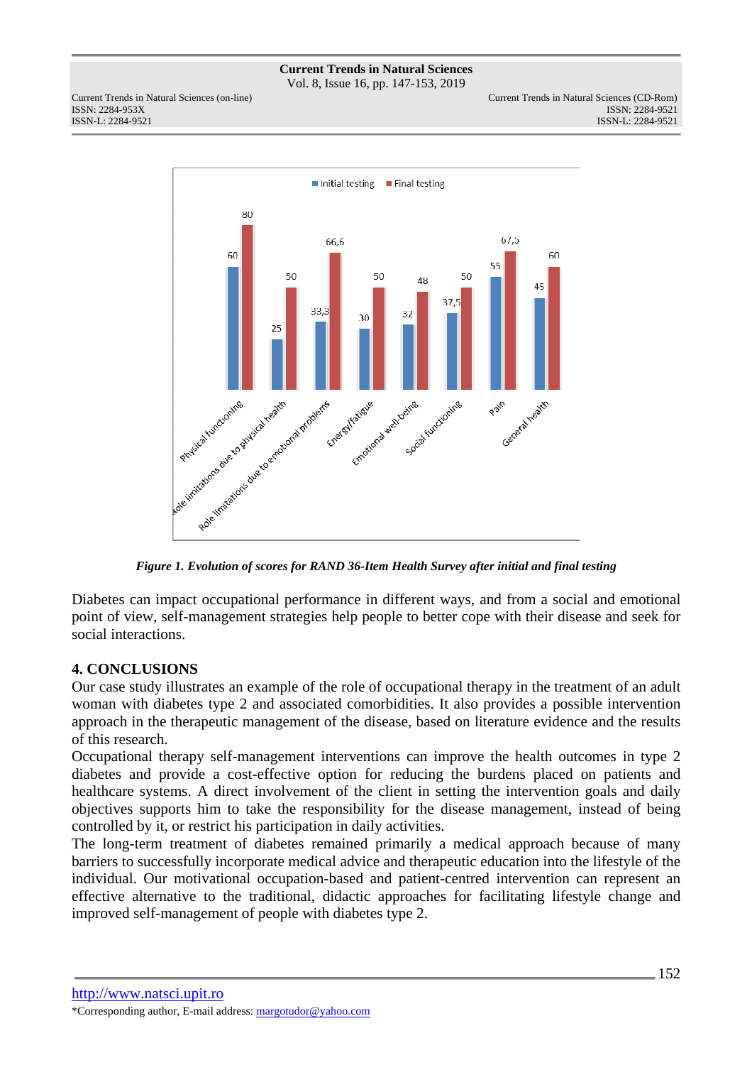*Figure 1. Evolution of scores for RAND 36-Item Health Survey after initial and final testing*

Diabetes can impact occupational performance in different ways, and from a social and emotional point of view, self-management strategies help people to better cope with their disease and seek for social interactions.

## 4. CONCLUSIONS

Our case study illustrates an example of the role of occupational therapy in the treatment of an adult woman with diabetes type 2 and associated comorbidities. It also provides a possible intervention approach in the therapeutic management of the disease, based on literature evidence and the results of this research.

Occupational therapy self-management interventions can improve the health outcomes in type 2 diabetes and provide a cost-effective option for reducing the burdens placed on patients and healthcare systems. A direct involvement of the client in setting the intervention goals and daily objectives supports him to take the responsibility for the disease management, instead of being controlled by it, or restrict his participation in daily activities.

The long-term treatment of diabetes remained primarily a medical approach because of many barriers to successfully incorporate medical advice and therapeutic education into the lifestyle of the individual. Our motivational occupation-based and patient-centred intervention can represent an effective alternative to the traditional, didactic approaches for facilitating lifestyle change and improved self-management of people with diabetes type 2.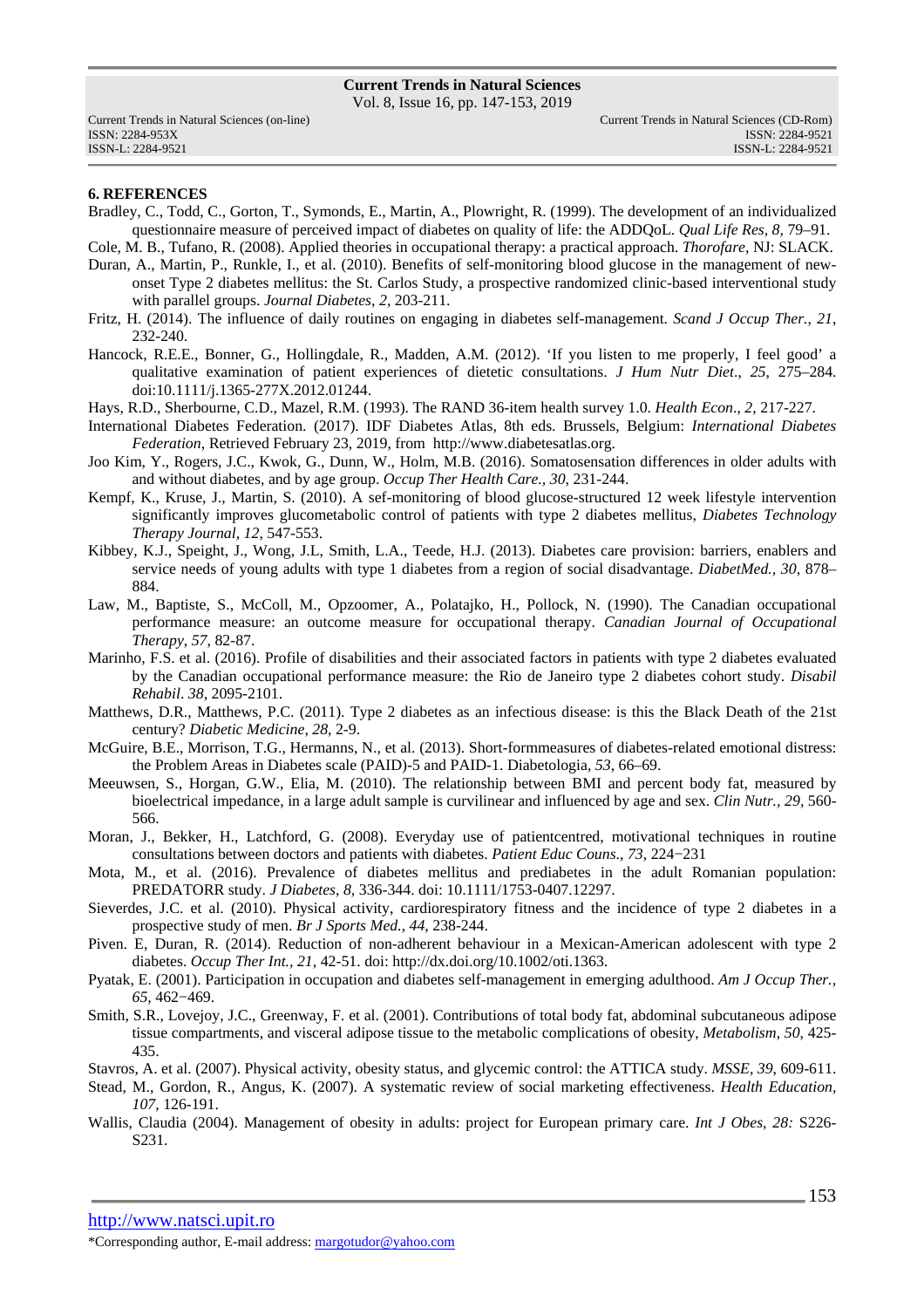### 6. REFERENCES

Bradley, C., Todd, C., Gorton, T., Symonds, E., Martin, A., Plowright, R. (1999). The development of an individualized questionnaire measure of perceived impact of diabetes on quality of life: the ADDQoL. *Qual Life Res*, *8*, 79–91.

Cole, M. B., Tufano, R. (2008). Applied theories in occupational therapy: a practical approach. *Thorofare,* NJ: SLACK.

Duran, A., Martin, P., Runkle, I., et al. (2010). Benefits of self-monitoring blood glucose in the management of new-onset Type 2 diabetes mellitus: the St. Carlos Study, a prospective randomized clinic-based interventional study with parallel groups. *Journal Diabetes*, *2*, 203-211.

Fritz, H. (2014). The influence of daily routines on engaging in diabetes self-management. *Scand J Occup Ther., 21*, 232-240.

Hancock, R.E.E., Bonner, G., Hollingdale, R., Madden, A.M. (2012). 'If you listen to me properly, I feel good' a qualitative examination of patient experiences of dietetic consultations. *J Hum Nutr Diet*., *25*, 275–284. doi:10.1111/j.1365-277X.2012.01244.

Hays, R.D., Sherbourne, C.D., Mazel, R.M. (1993). The RAND 36-item health survey 1.0. *Health Econ*., *2*, 217-227.

International Diabetes Federation. (2017). IDF Diabetes Atlas, 8th eds. Brussels, Belgium: *International Diabetes Federation*, Retrieved February 23, 2019, from http://www.diabetesatlas.org.

Joo Kim, Y., Rogers, J.C., Kwok, G., Dunn, W., Holm, M.B. (2016). Somatosensation differences in older adults with and without diabetes, and by age group. *Occup Ther Health Care.*, *30*, 231-244.

Kempf, K., Kruse, J., Martin, S. (2010). A sef-monitoring of blood glucose-structured 12 week lifestyle intervention significantly improves glucometabolic control of patients with type 2 diabetes mellitus, *Diabetes Technology Therapy Journal*, *12*, 547-553.

Kibbey, K.J., Speight, J., Wong, J.L, Smith, L.A., Teede, H.J. (2013). Diabetes care provision: barriers, enablers and service needs of young adults with type 1 diabetes from a region of social disadvantage. *DiabetMed., 30*, 878–884.

Law, M., Baptiste, S., McColl, M., Opzoomer, A., Polatajko, H., Pollock, N. (1990). The Canadian occupational performance measure: an outcome measure for occupational therapy. *Canadian Journal of Occupational Therapy*, *57*, 82-87.

Marinho, F.S. et al. (2016). Profile of disabilities and their associated factors in patients with type 2 diabetes evaluated by the Canadian occupational performance measure: the Rio de Janeiro type 2 diabetes cohort study. *Disabil Rehabil*. *38*, 2095-2101.

Matthews, D.R., Matthews, P.C. (2011). Type 2 diabetes as an infectious disease: is this the Black Death of the 21st century? *Diabetic Medicine*, *28*, 2-9.

McGuire, B.E., Morrison, T.G., Hermanns, N., et al. (2013). Short-formmeasures of diabetes-related emotional distress: the Problem Areas in Diabetes scale (PAID)-5 and PAID-1. Diabetologia, *53*, 66–69.

Meeuwsen, S., Horgan, G.W., Elia, M. (2010). The relationship between BMI and percent body fat, measured by bioelectrical impedance, in a large adult sample is curvilinear and influenced by age and sex. *Clin Nutr., 29*, 560-566.

Moran, J., Bekker, H., Latchford, G. (2008). Everyday use of patientcentred, motivational techniques in routine consultations between doctors and patients with diabetes. *Patient Educ Couns*., *73*, 224−231

Mota, M., et al. (2016). Prevalence of diabetes mellitus and prediabetes in the adult Romanian population: PREDATORR study. *J Diabetes*, *8*, 336-344. doi: 10.1111/1753-0407.12297.

Sieverdes, J.C. et al. (2010). Physical activity, cardiorespiratory fitness and the incidence of type 2 diabetes in a prospective study of men. *Br J Sports Med.*, *44*, 238-244.

Piven. E, Duran, R. (2014). Reduction of non-adherent behaviour in a Mexican-American adolescent with type 2 diabetes. *Occup Ther Int.*, *21*, 42-51. doi: http://dx.doi.org/10.1002/oti.1363.

Pyatak, E. (2001). Participation in occupation and diabetes self-management in emerging adulthood. *Am J Occup Ther.*, *65*, 462−469.

Smith, S.R., Lovejoy, J.C., Greenway, F. et al. (2001). Contributions of total body fat, abdominal subcutaneous adipose tissue compartments, and visceral adipose tissue to the metabolic complications of obesity, *Metabolism*, *50*, 425-435.

Stavros, A. et al. (2007). Physical activity, obesity status, and glycemic control: the ATTICA study. *MSSE*, *39*, 609-611.

Stead, M., Gordon, R., Angus, K. (2007). A systematic review of social marketing effectiveness. *Health Education*, *107*, 126-191.

Wallis, Claudia (2004). Management of obesity in adults: project for European primary care. *Int J Obes*, *28:* S226-S231.

http://www.natsci.upit.ro

*Corresponding author, E-mail address: margotudor@yahoo.com